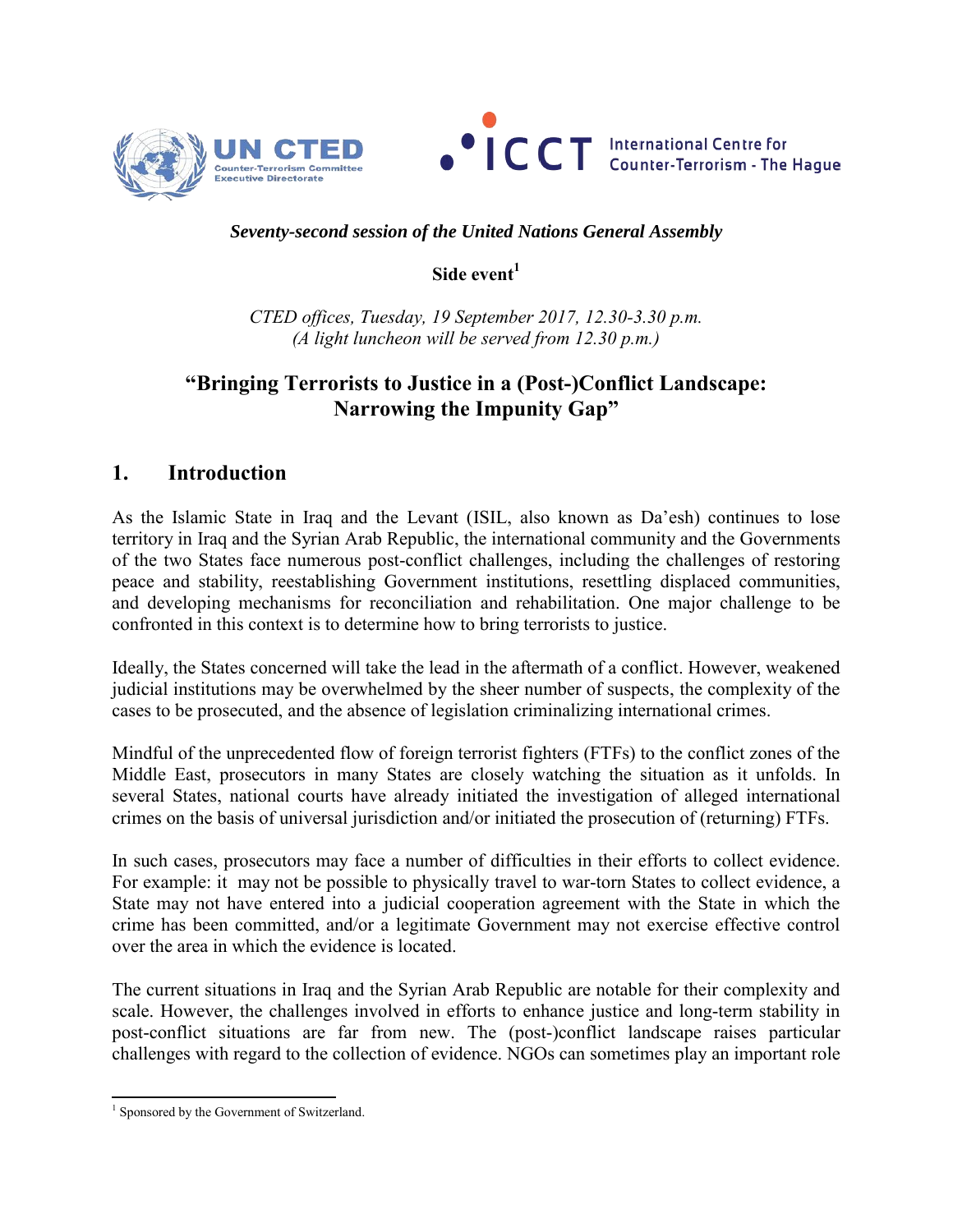UN CTED Counter-Terrorism Committee Executive Directorate

ICCT International Centre for Counter-Terrorism - The Hague

***Seventy-second session of the United Nations General Assembly***

**Side event[1]**

*CTED offices, Tuesday, 19 September 2017, 12.30-3.30 p.m.*
*(A light luncheon will be served from 12.30 p.m.)*

# "Bringing Terrorists to Justice in a (Post-)Conflict Landscape: Narrowing the Impunity Gap"

## 1. Introduction

As the Islamic State in Iraq and the Levant (ISIL, also known as Da'esh) continues to lose territory in Iraq and the Syrian Arab Republic, the international community and the Governments of the two States face numerous post-conflict challenges, including the challenges of restoring peace and stability, reestablishing Government institutions, resettling displaced communities, and developing mechanisms for reconciliation and rehabilitation. One major challenge to be confronted in this context is to determine how to bring terrorists to justice.

Ideally, the States concerned will take the lead in the aftermath of a conflict. However, weakened judicial institutions may be overwhelmed by the sheer number of suspects, the complexity of the cases to be prosecuted, and the absence of legislation criminalizing international crimes.

Mindful of the unprecedented flow of foreign terrorist fighters (FTFs) to the conflict zones of the Middle East, prosecutors in many States are closely watching the situation as it unfolds. In several States, national courts have already initiated the investigation of alleged international crimes on the basis of universal jurisdiction and/or initiated the prosecution of (returning) FTFs.

In such cases, prosecutors may face a number of difficulties in their efforts to collect evidence. For example: it may not be possible to physically travel to war-torn States to collect evidence, a State may not have entered into a judicial cooperation agreement with the State in which the crime has been committed, and/or a legitimate Government may not exercise effective control over the area in which the evidence is located.

The current situations in Iraq and the Syrian Arab Republic are notable for their complexity and scale. However, the challenges involved in efforts to enhance justice and long-term stability in post-conflict situations are far from new. The (post-)conflict landscape raises particular challenges with regard to the collection of evidence. NGOs can sometimes play an important role

---

[1] Sponsored by the Government of Switzerland.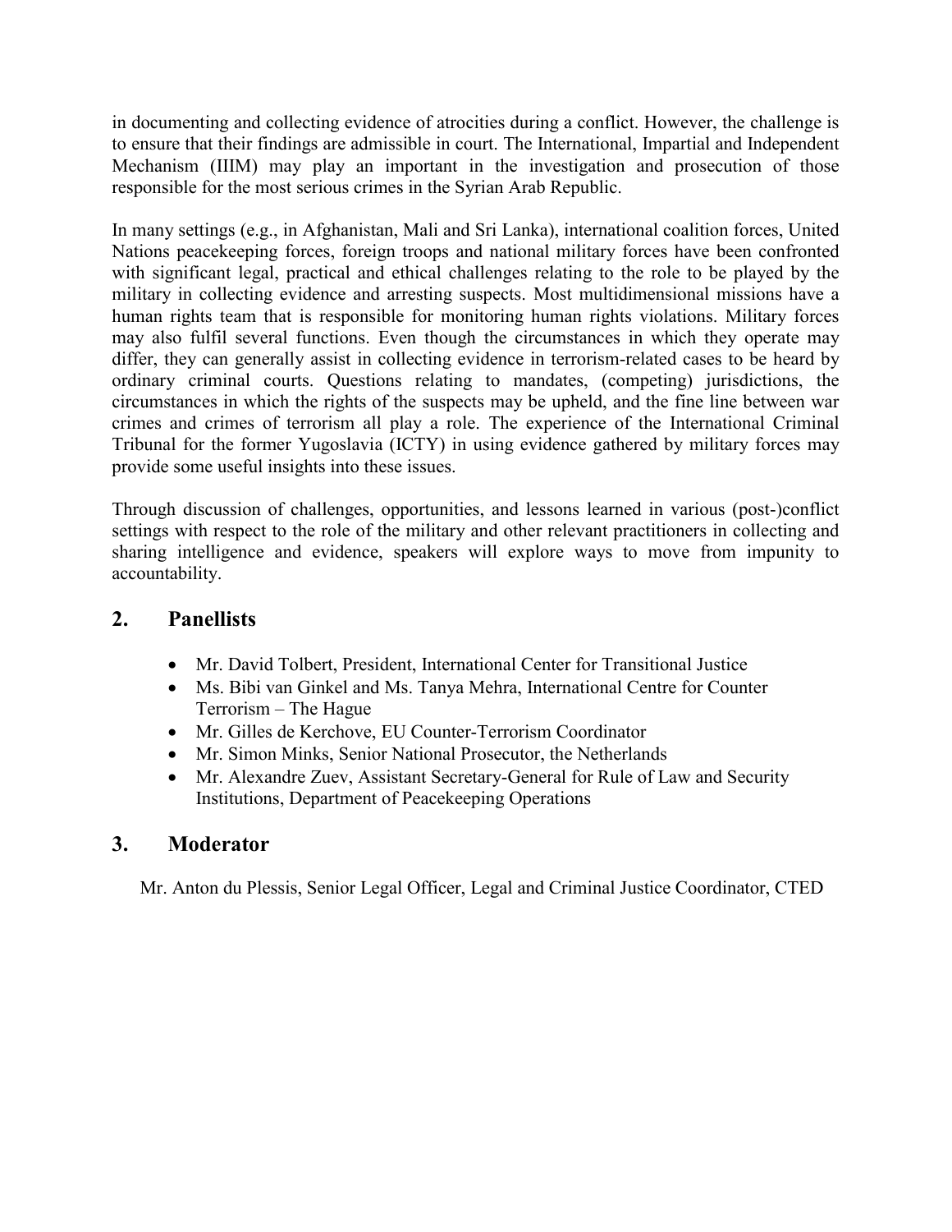in documenting and collecting evidence of atrocities during a conflict. However, the challenge is to ensure that their findings are admissible in court. The International, Impartial and Independent Mechanism (IIIM) may play an important in the investigation and prosecution of those responsible for the most serious crimes in the Syrian Arab Republic.

In many settings (e.g., in Afghanistan, Mali and Sri Lanka), international coalition forces, United Nations peacekeeping forces, foreign troops and national military forces have been confronted with significant legal, practical and ethical challenges relating to the role to be played by the military in collecting evidence and arresting suspects. Most multidimensional missions have a human rights team that is responsible for monitoring human rights violations. Military forces may also fulfil several functions. Even though the circumstances in which they operate may differ, they can generally assist in collecting evidence in terrorism-related cases to be heard by ordinary criminal courts. Questions relating to mandates, (competing) jurisdictions, the circumstances in which the rights of the suspects may be upheld, and the fine line between war crimes and crimes of terrorism all play a role. The experience of the International Criminal Tribunal for the former Yugoslavia (ICTY) in using evidence gathered by military forces may provide some useful insights into these issues.

Through discussion of challenges, opportunities, and lessons learned in various (post-)conflict settings with respect to the role of the military and other relevant practitioners in collecting and sharing intelligence and evidence, speakers will explore ways to move from impunity to accountability.

## 2. Panellists

- Mr. David Tolbert, President, International Center for Transitional Justice
- Ms. Bibi van Ginkel and Ms. Tanya Mehra, International Centre for Counter Terrorism – The Hague
- Mr. Gilles de Kerchove, EU Counter-Terrorism Coordinator
- Mr. Simon Minks, Senior National Prosecutor, the Netherlands
- Mr. Alexandre Zuev, Assistant Secretary-General for Rule of Law and Security Institutions, Department of Peacekeeping Operations

## 3. Moderator

Mr. Anton du Plessis, Senior Legal Officer, Legal and Criminal Justice Coordinator, CTED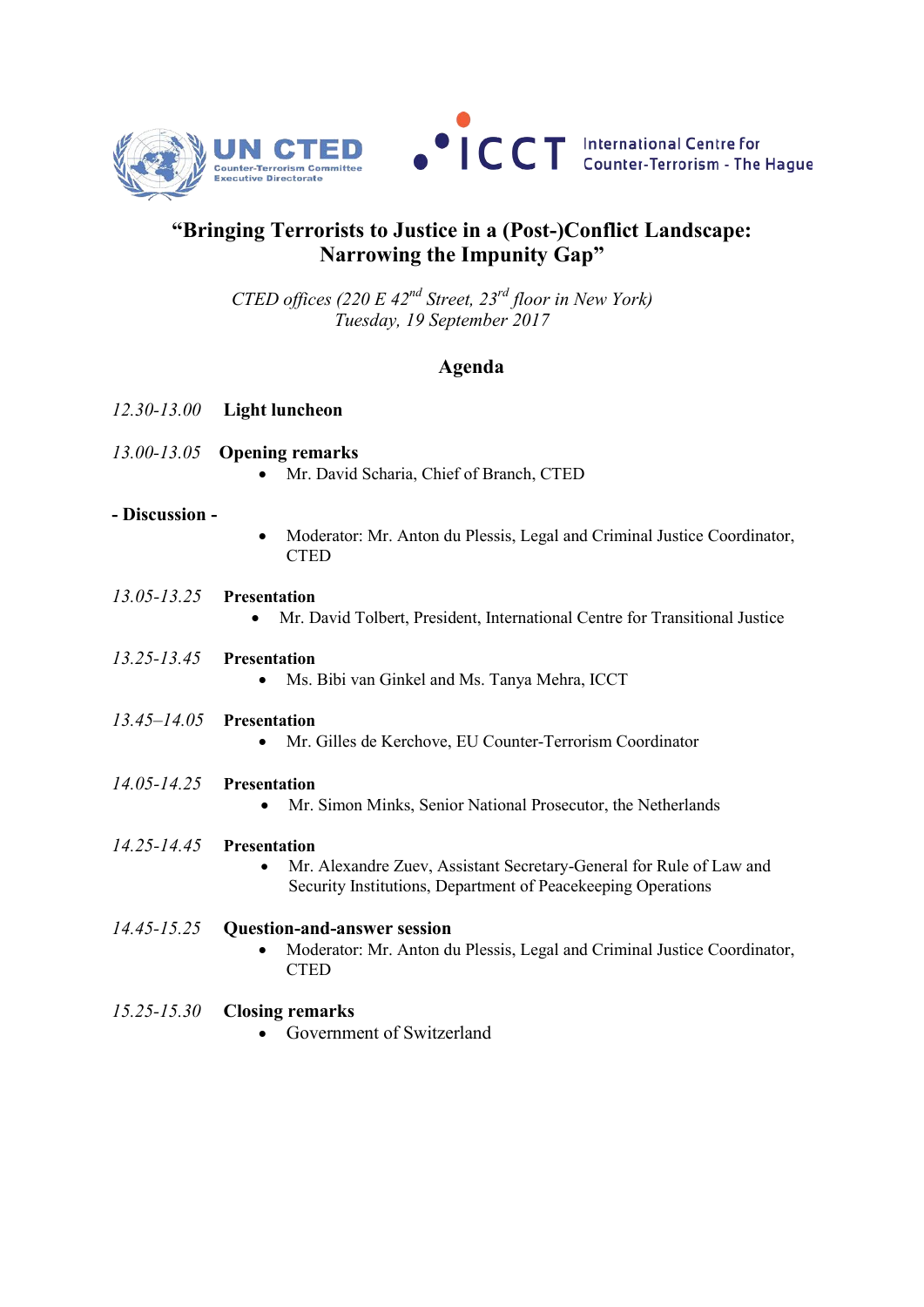UN CTED
Counter-Terrorism Committee Executive Directorate

ICCT International Centre for Counter-Terrorism - The Hague

# "Bringing Terrorists to Justice in a (Post-)Conflict Landscape: Narrowing the Impunity Gap"

*CTED offices (220 E 42nd Street, 23rd floor in New York)*
*Tuesday, 19 September 2017*

## Agenda

*12.30-13.00* **Light luncheon**

*13.00-13.05* **Opening remarks**

- Mr. David Scharia, Chief of Branch, CTED

**- Discussion -**

- Moderator: Mr. Anton du Plessis, Legal and Criminal Justice Coordinator, CTED

*13.05-13.25* **Presentation**

- Mr. David Tolbert, President, International Centre for Transitional Justice

*13.25-13.45* **Presentation**

- Ms. Bibi van Ginkel and Ms. Tanya Mehra, ICCT

*13.45–14.05* **Presentation**

- Mr. Gilles de Kerchove, EU Counter-Terrorism Coordinator

*14.05-14.25* **Presentation**

- Mr. Simon Minks, Senior National Prosecutor, the Netherlands

*14.25-14.45* **Presentation**

- Mr. Alexandre Zuev, Assistant Secretary-General for Rule of Law and Security Institutions, Department of Peacekeeping Operations

*14.45-15.25* **Question-and-answer session**

- Moderator: Mr. Anton du Plessis, Legal and Criminal Justice Coordinator, CTED

*15.25-15.30* **Closing remarks**

- Government of Switzerland